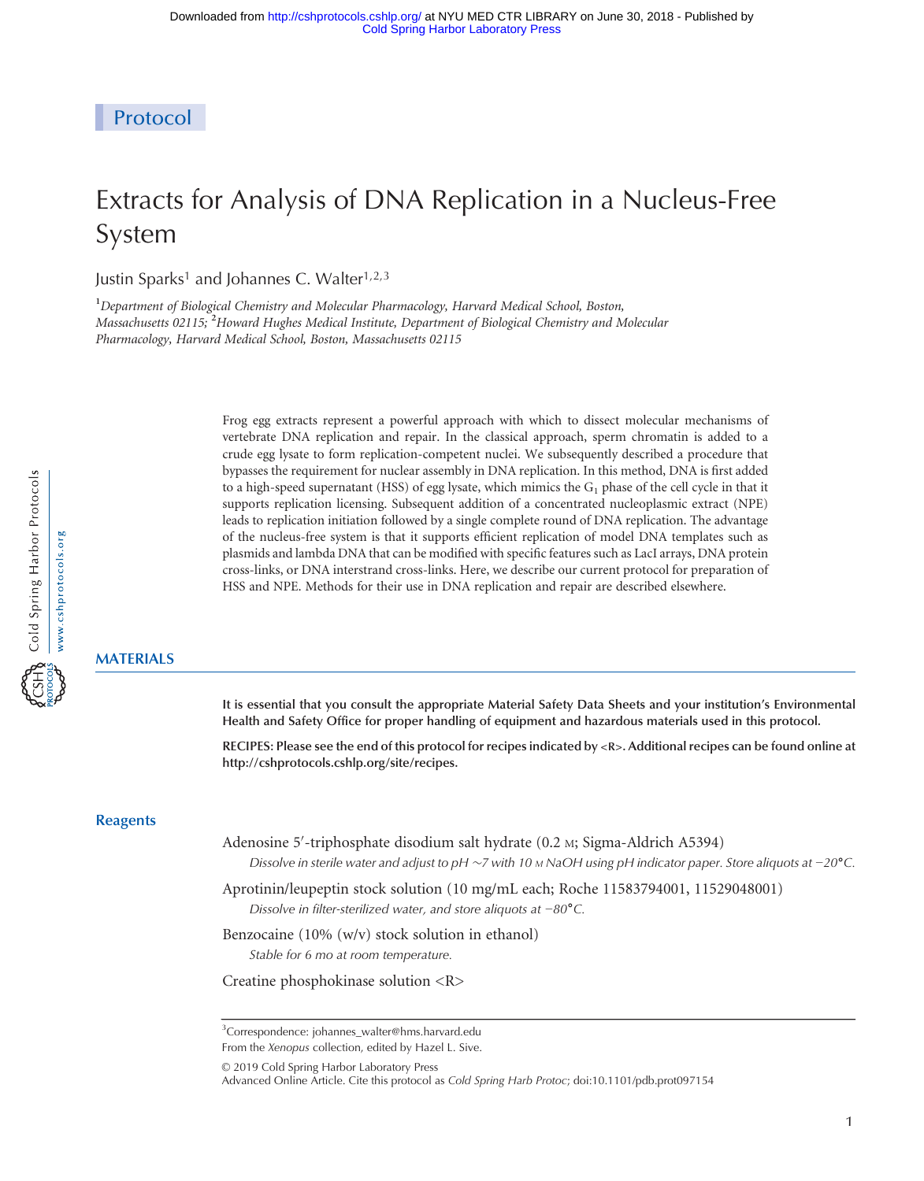Protocol

# Extracts for Analysis of DNA Replication in a Nucleus-Free System

Justin Sparks[1] and Johannes C. Walter[1,2,3]

[1]*Department of Biological Chemistry and Molecular Pharmacology, Harvard Medical School, Boston, Massachusetts 02115;* [2]*Howard Hughes Medical Institute, Department of Biological Chemistry and Molecular Pharmacology, Harvard Medical School, Boston, Massachusetts 02115*

Frog egg extracts represent a powerful approach with which to dissect molecular mechanisms of vertebrate DNA replication and repair. In the classical approach, sperm chromatin is added to a crude egg lysate to form replication-competent nuclei. We subsequently described a procedure that bypasses the requirement for nuclear assembly in DNA replication. In this method, DNA is first added to a high-speed supernatant (HSS) of egg lysate, which mimics the $G_1$ phase of the cell cycle in that it supports replication licensing. Subsequent addition of a concentrated nucleoplasmic extract (NPE) leads to replication initiation followed by a single complete round of DNA replication. The advantage of the nucleus-free system is that it supports efficient replication of model DNA templates such as plasmids and lambda DNA that can be modified with specific features such as LacI arrays, DNA protein cross-links, or DNA interstrand cross-links. Here, we describe our current protocol for preparation of HSS and NPE. Methods for their use in DNA replication and repair are described elsewhere.

## MATERIALS

**It is essential that you consult the appropriate Material Safety Data Sheets and your institution's Environmental Health and Safety Office for proper handling of equipment and hazardous materials used in this protocol.**

**RECIPES: Please see the end of this protocol for recipes indicated by <R>. Additional recipes can be found online at http://cshprotocols.cshlp.org/site/recipes.**

### Reagents

Adenosine 5′-triphosphate disodium salt hydrate (0.2 M; Sigma-Aldrich A5394)

*Dissolve in sterile water and adjust to pH ~7 with 10 M NaOH using pH indicator paper. Store aliquots at −20°C.*

Aprotinin/leupeptin stock solution (10 mg/mL each; Roche 11583794001, 11529048001)

*Dissolve in filter-sterilized water, and store aliquots at −80°C.*

Benzocaine (10% (w/v) stock solution in ethanol)

*Stable for 6 mo at room temperature.*

Creatine phosphokinase solution <R>

[3]Correspondence: johannes_walter@hms.harvard.edu

From the *Xenopus* collection, edited by Hazel L. Sive.

© 2019 Cold Spring Harbor Laboratory Press

Advanced Online Article. Cite this protocol as *Cold Spring Harb Protoc*; doi:10.1101/pdb.prot097154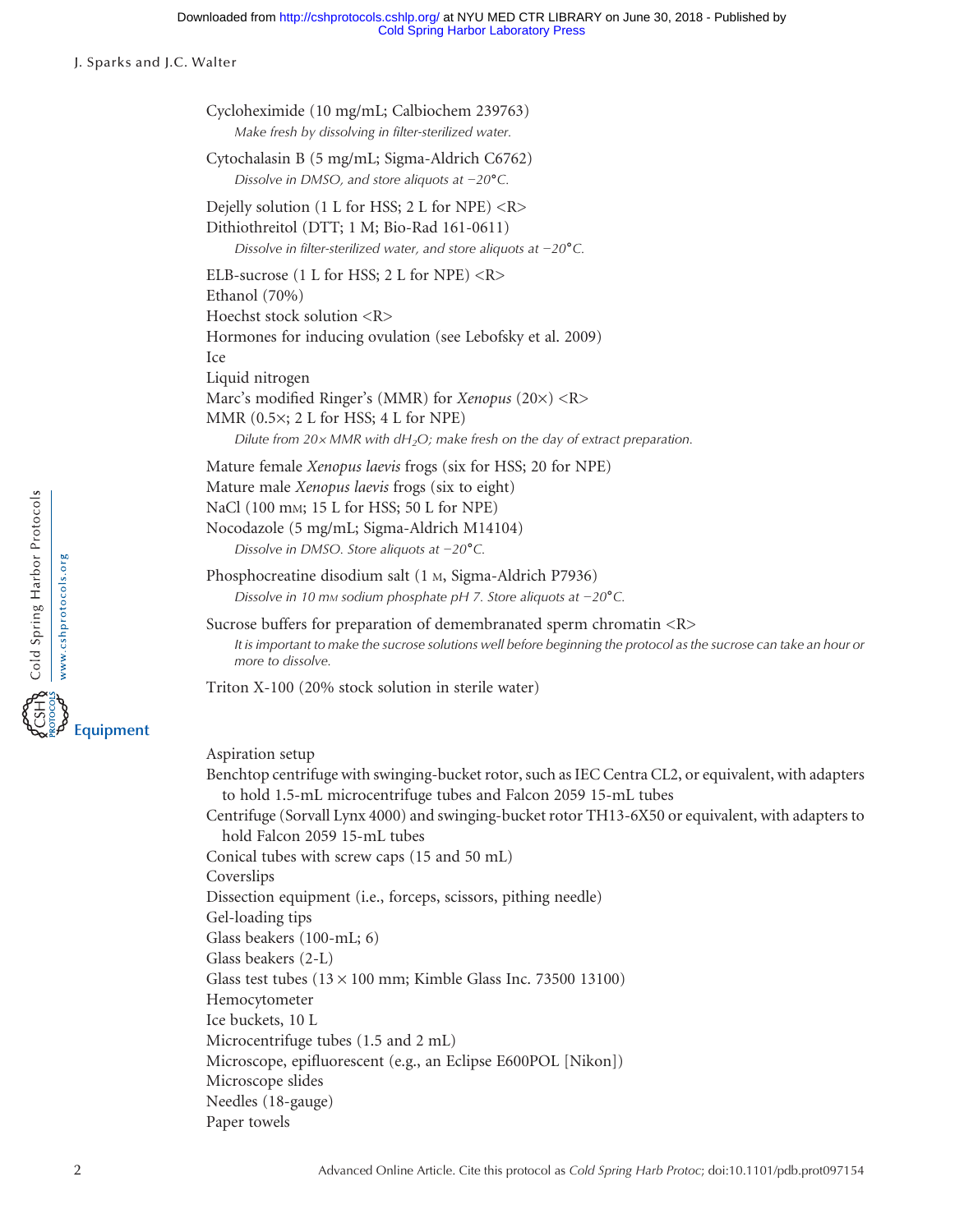Cycloheximide (10 mg/mL; Calbiochem 239763)

*Make fresh by dissolving in filter-sterilized water.*

Cytochalasin B (5 mg/mL; Sigma-Aldrich C6762)

*Dissolve in DMSO, and store aliquots at −20°C.*

Dejelly solution (1 L for HSS; 2 L for NPE) <R>

Dithiothreitol (DTT; 1 M; Bio-Rad 161-0611)

*Dissolve in filter-sterilized water, and store aliquots at −20°C.*

ELB-sucrose (1 L for HSS; 2 L for NPE) <R>

Ethanol (70%)

Hoechst stock solution <R>

Hormones for inducing ovulation (see Lebofsky et al. 2009)

Ice

Liquid nitrogen

Marc's modified Ringer's (MMR) for *Xenopus* (20×) <R>

MMR (0.5×; 2 L for HSS; 4 L for NPE)

*Dilute from 20× MMR with $dH_2O$; make fresh on the day of extract preparation.*

Mature female *Xenopus laevis* frogs (six for HSS; 20 for NPE)

Mature male *Xenopus laevis* frogs (six to eight)

NaCl (100 mM; 15 L for HSS; 50 L for NPE)

Nocodazole (5 mg/mL; Sigma-Aldrich M14104)

*Dissolve in DMSO. Store aliquots at −20°C.*

Phosphocreatine disodium salt (1 M, Sigma-Aldrich P7936)

*Dissolve in 10 mM sodium phosphate pH 7. Store aliquots at −20°C.*

Sucrose buffers for preparation of demembranated sperm chromatin <R>

*It is important to make the sucrose solutions well before beginning the protocol as the sucrose can take an hour or more to dissolve.*

Triton X-100 (20% stock solution in sterile water)

## Equipment

Aspiration setup

Benchtop centrifuge with swinging-bucket rotor, such as IEC Centra CL2, or equivalent, with adapters to hold 1.5-mL microcentrifuge tubes and Falcon 2059 15-mL tubes

Centrifuge (Sorvall Lynx 4000) and swinging-bucket rotor TH13-6X50 or equivalent, with adapters to hold Falcon 2059 15-mL tubes

Conical tubes with screw caps (15 and 50 mL)

Coverslips

Dissection equipment (i.e., forceps, scissors, pithing needle)

Gel-loading tips

Glass beakers (100-mL; 6)

Glass beakers (2-L)

Glass test tubes (13 × 100 mm; Kimble Glass Inc. 73500 13100)

Hemocytometer

Ice buckets, 10 L

Microcentrifuge tubes (1.5 and 2 mL)

Microscope, epifluorescent (e.g., an Eclipse E600POL [Nikon])

Microscope slides

Needles (18-gauge)

Paper towels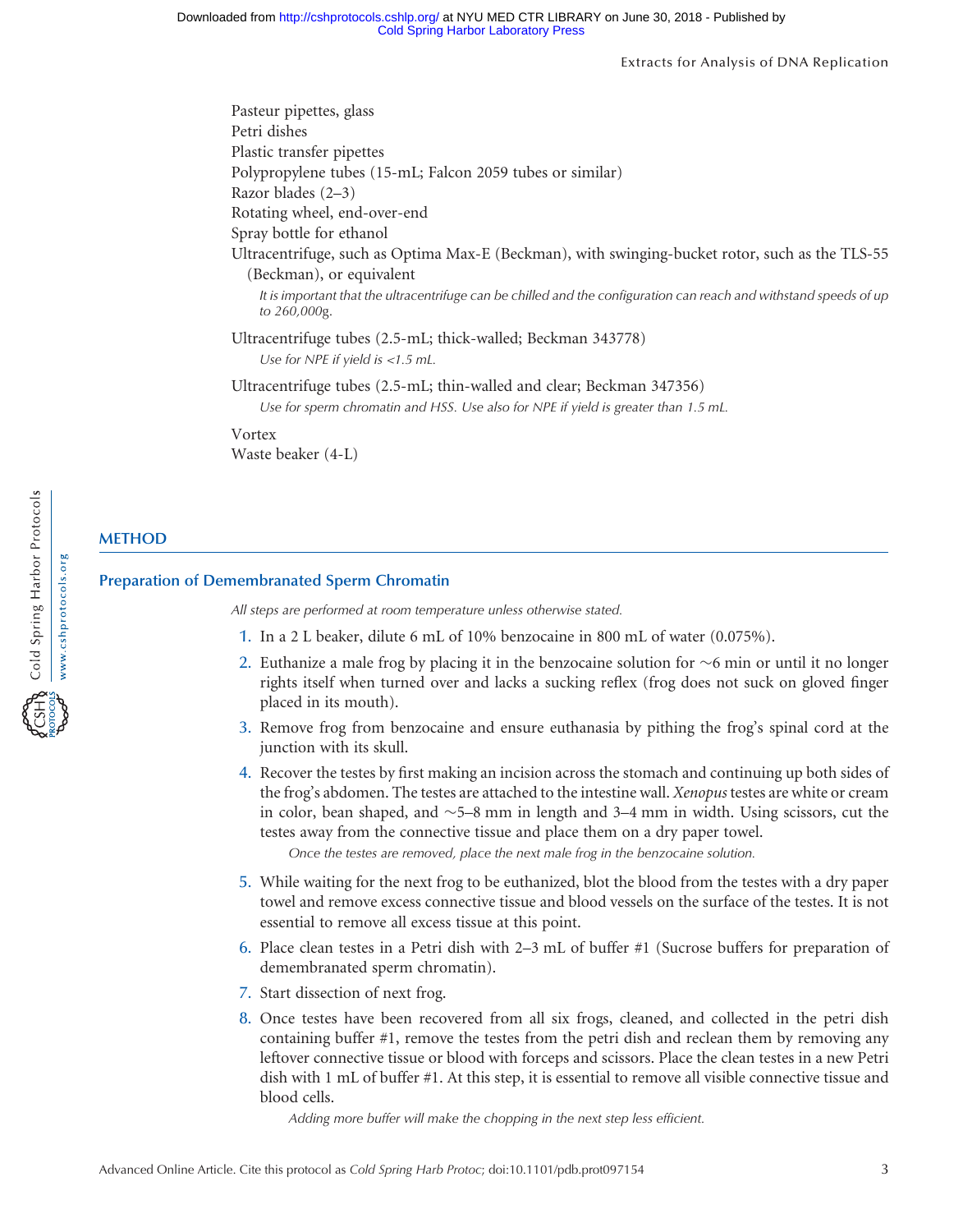Pasteur pipettes, glass

Petri dishes

Plastic transfer pipettes

Polypropylene tubes (15-mL; Falcon 2059 tubes or similar)

Razor blades (2–3)

Rotating wheel, end-over-end

Spray bottle for ethanol

Ultracentrifuge, such as Optima Max-E (Beckman), with swinging-bucket rotor, such as the TLS-55 (Beckman), or equivalent

*It is important that the ultracentrifuge can be chilled and the configuration can reach and withstand speeds of up to 260,000g.*

Ultracentrifuge tubes (2.5-mL; thick-walled; Beckman 343778)

*Use for NPE if yield is <1.5 mL.*

Ultracentrifuge tubes (2.5-mL; thin-walled and clear; Beckman 347356)

*Use for sperm chromatin and HSS. Use also for NPE if yield is greater than 1.5 mL.*

Vortex

Waste beaker (4-L)

## METHOD

### Preparation of Demembranated Sperm Chromatin

*All steps are performed at room temperature unless otherwise stated.*

1. In a 2 L beaker, dilute 6 mL of 10% benzocaine in 800 mL of water (0.075%).
2. Euthanize a male frog by placing it in the benzocaine solution for ∼6 min or until it no longer rights itself when turned over and lacks a sucking reflex (frog does not suck on gloved finger placed in its mouth).
3. Remove frog from benzocaine and ensure euthanasia by pithing the frog's spinal cord at the junction with its skull.
4. Recover the testes by first making an incision across the stomach and continuing up both sides of the frog's abdomen. The testes are attached to the intestine wall. *Xenopus* testes are white or cream in color, bean shaped, and ∼5–8 mm in length and 3–4 mm in width. Using scissors, cut the testes away from the connective tissue and place them on a dry paper towel.

   *Once the testes are removed, place the next male frog in the benzocaine solution.*

5. While waiting for the next frog to be euthanized, blot the blood from the testes with a dry paper towel and remove excess connective tissue and blood vessels on the surface of the testes. It is not essential to remove all excess tissue at this point.
6. Place clean testes in a Petri dish with 2–3 mL of buffer #1 (Sucrose buffers for preparation of demembranated sperm chromatin).
7. Start dissection of next frog.
8. Once testes have been recovered from all six frogs, cleaned, and collected in the petri dish containing buffer #1, remove the testes from the petri dish and reclean them by removing any leftover connective tissue or blood with forceps and scissors. Place the clean testes in a new Petri dish with 1 mL of buffer #1. At this step, it is essential to remove all visible connective tissue and blood cells.

   *Adding more buffer will make the chopping in the next step less efficient.*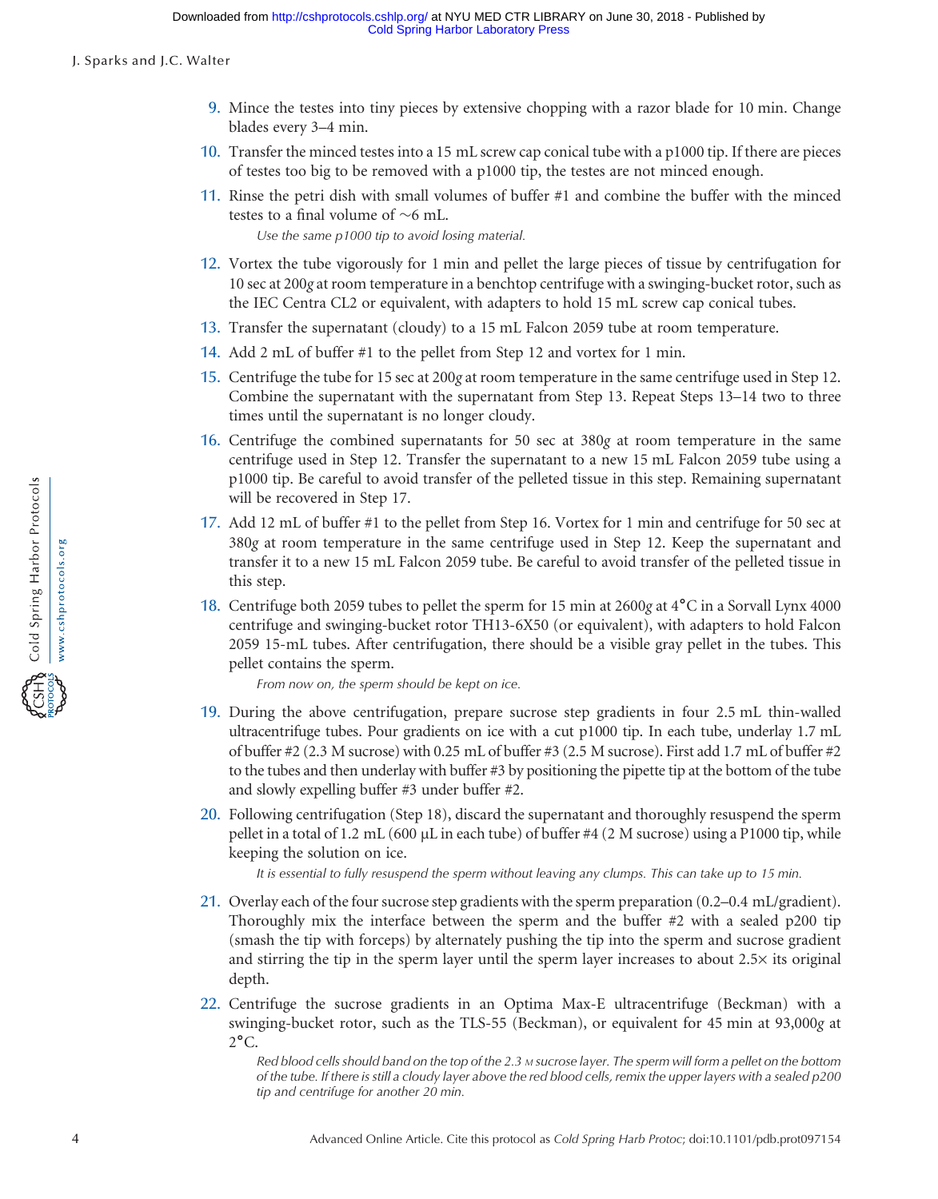9. Mince the testes into tiny pieces by extensive chopping with a razor blade for 10 min. Change blades every 3–4 min.
10. Transfer the minced testes into a 15 mL screw cap conical tube with a p1000 tip. If there are pieces of testes too big to be removed with a p1000 tip, the testes are not minced enough.
11. Rinse the petri dish with small volumes of buffer #1 and combine the buffer with the minced testes to a final volume of ∼6 mL.

    *Use the same p1000 tip to avoid losing material.*

12. Vortex the tube vigorously for 1 min and pellet the large pieces of tissue by centrifugation for 10 sec at 200*g* at room temperature in a benchtop centrifuge with a swinging-bucket rotor, such as the IEC Centra CL2 or equivalent, with adapters to hold 15 mL screw cap conical tubes.
13. Transfer the supernatant (cloudy) to a 15 mL Falcon 2059 tube at room temperature.
14. Add 2 mL of buffer #1 to the pellet from Step 12 and vortex for 1 min.
15. Centrifuge the tube for 15 sec at 200*g* at room temperature in the same centrifuge used in Step 12. Combine the supernatant with the supernatant from Step 13. Repeat Steps 13–14 two to three times until the supernatant is no longer cloudy.
16. Centrifuge the combined supernatants for 50 sec at 380*g* at room temperature in the same centrifuge used in Step 12. Transfer the supernatant to a new 15 mL Falcon 2059 tube using a p1000 tip. Be careful to avoid transfer of the pelleted tissue in this step. Remaining supernatant will be recovered in Step 17.
17. Add 12 mL of buffer #1 to the pellet from Step 16. Vortex for 1 min and centrifuge for 50 sec at 380*g* at room temperature in the same centrifuge used in Step 12. Keep the supernatant and transfer it to a new 15 mL Falcon 2059 tube. Be careful to avoid transfer of the pelleted tissue in this step.
18. Centrifuge both 2059 tubes to pellet the sperm for 15 min at 2600*g* at 4°C in a Sorvall Lynx 4000 centrifuge and swinging-bucket rotor TH13-6X50 (or equivalent), with adapters to hold Falcon 2059 15-mL tubes. After centrifugation, there should be a visible gray pellet in the tubes. This pellet contains the sperm.

    *From now on, the sperm should be kept on ice.*

19. During the above centrifugation, prepare sucrose step gradients in four 2.5 mL thin-walled ultracentrifuge tubes. Pour gradients on ice with a cut p1000 tip. In each tube, underlay 1.7 mL of buffer #2 (2.3 M sucrose) with 0.25 mL of buffer #3 (2.5 M sucrose). First add 1.7 mL of buffer #2 to the tubes and then underlay with buffer #3 by positioning the pipette tip at the bottom of the tube and slowly expelling buffer #3 under buffer #2.
20. Following centrifugation (Step 18), discard the supernatant and thoroughly resuspend the sperm pellet in a total of 1.2 mL (600 µL in each tube) of buffer #4 (2 M sucrose) using a P1000 tip, while keeping the solution on ice.

    *It is essential to fully resuspend the sperm without leaving any clumps. This can take up to 15 min.*

21. Overlay each of the four sucrose step gradients with the sperm preparation (0.2–0.4 mL/gradient). Thoroughly mix the interface between the sperm and the buffer #2 with a sealed p200 tip (smash the tip with forceps) by alternately pushing the tip into the sperm and sucrose gradient and stirring the tip in the sperm layer until the sperm layer increases to about 2.5× its original depth.
22. Centrifuge the sucrose gradients in an Optima Max-E ultracentrifuge (Beckman) with a swinging-bucket rotor, such as the TLS-55 (Beckman), or equivalent for 45 min at 93,000*g* at 2°C.

    *Red blood cells should band on the top of the 2.3 M sucrose layer. The sperm will form a pellet on the bottom of the tube. If there is still a cloudy layer above the red blood cells, remix the upper layers with a sealed p200 tip and centrifuge for another 20 min.*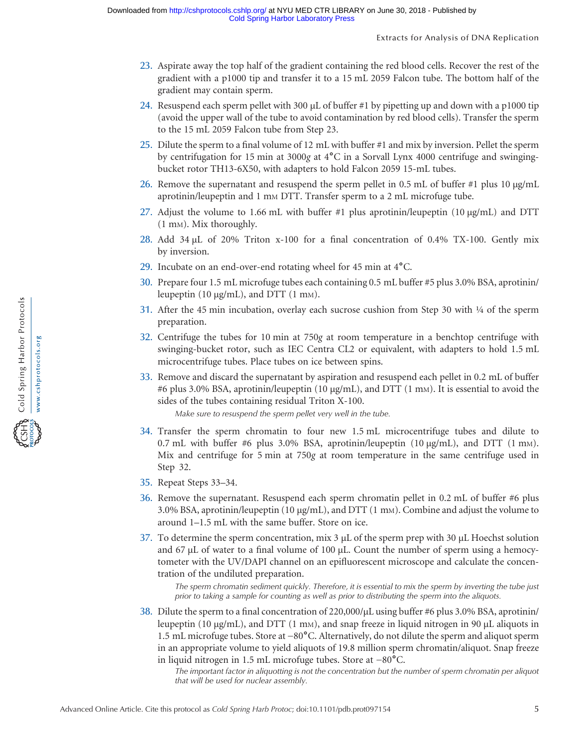23. Aspirate away the top half of the gradient containing the red blood cells. Recover the rest of the gradient with a p1000 tip and transfer it to a 15 mL 2059 Falcon tube. The bottom half of the gradient may contain sperm.

24. Resuspend each sperm pellet with 300 µL of buffer #1 by pipetting up and down with a p1000 tip (avoid the upper wall of the tube to avoid contamination by red blood cells). Transfer the sperm to the 15 mL 2059 Falcon tube from Step 23.

25. Dilute the sperm to a final volume of 12 mL with buffer #1 and mix by inversion. Pellet the sperm by centrifugation for 15 min at 3000*g* at 4°C in a Sorvall Lynx 4000 centrifuge and swinging-bucket rotor TH13-6X50, with adapters to hold Falcon 2059 15-mL tubes.

26. Remove the supernatant and resuspend the sperm pellet in 0.5 mL of buffer #1 plus 10 µg/mL aprotinin/leupeptin and 1 mM DTT. Transfer sperm to a 2 mL microfuge tube.

27. Adjust the volume to 1.66 mL with buffer #1 plus aprotinin/leupeptin (10 µg/mL) and DTT (1 mM). Mix thoroughly.

28. Add 34 µL of 20% Triton x-100 for a final concentration of 0.4% TX-100. Gently mix by inversion.

29. Incubate on an end-over-end rotating wheel for 45 min at 4°C.

30. Prepare four 1.5 mL microfuge tubes each containing 0.5 mL buffer #5 plus 3.0% BSA, aprotinin/leupeptin (10 µg/mL), and DTT (1 mM).

31. After the 45 min incubation, overlay each sucrose cushion from Step 30 with ¼ of the sperm preparation.

32. Centrifuge the tubes for 10 min at 750*g* at room temperature in a benchtop centrifuge with swinging-bucket rotor, such as IEC Centra CL2 or equivalent, with adapters to hold 1.5 mL microcentrifuge tubes. Place tubes on ice between spins.

33. Remove and discard the supernatant by aspiration and resuspend each pellet in 0.2 mL of buffer #6 plus 3.0% BSA, aprotinin/leupeptin (10 µg/mL), and DTT (1 mM). It is essential to avoid the sides of the tubes containing residual Triton X-100.

    *Make sure to resuspend the sperm pellet very well in the tube.*

34. Transfer the sperm chromatin to four new 1.5 mL microcentrifuge tubes and dilute to 0.7 mL with buffer #6 plus 3.0% BSA, aprotinin/leupeptin (10 µg/mL), and DTT (1 mM). Mix and centrifuge for 5 min at 750*g* at room temperature in the same centrifuge used in Step 32.

35. Repeat Steps 33–34.

36. Remove the supernatant. Resuspend each sperm chromatin pellet in 0.2 mL of buffer #6 plus 3.0% BSA, aprotinin/leupeptin (10 µg/mL), and DTT (1 mM). Combine and adjust the volume to around 1–1.5 mL with the same buffer. Store on ice.

37. To determine the sperm concentration, mix 3 µL of the sperm prep with 30 µL Hoechst solution and 67 µL of water to a final volume of 100 µL. Count the number of sperm using a hemocytometer with the UV/DAPI channel on an epifluorescent microscope and calculate the concentration of the undiluted preparation.

    *The sperm chromatin sediment quickly. Therefore, it is essential to mix the sperm by inverting the tube just prior to taking a sample for counting as well as prior to distributing the sperm into the aliquots.*

38. Dilute the sperm to a final concentration of 220,000/µL using buffer #6 plus 3.0% BSA, aprotinin/leupeptin (10 µg/mL), and DTT (1 mM), and snap freeze in liquid nitrogen in 90 µL aliquots in 1.5 mL microfuge tubes. Store at −80°C. Alternatively, do not dilute the sperm and aliquot sperm in an appropriate volume to yield aliquots of 19.8 million sperm chromatin/aliquot. Snap freeze in liquid nitrogen in 1.5 mL microfuge tubes. Store at −80°C.

    *The important factor in aliquotting is not the concentration but the number of sperm chromatin per aliquot that will be used for nuclear assembly.*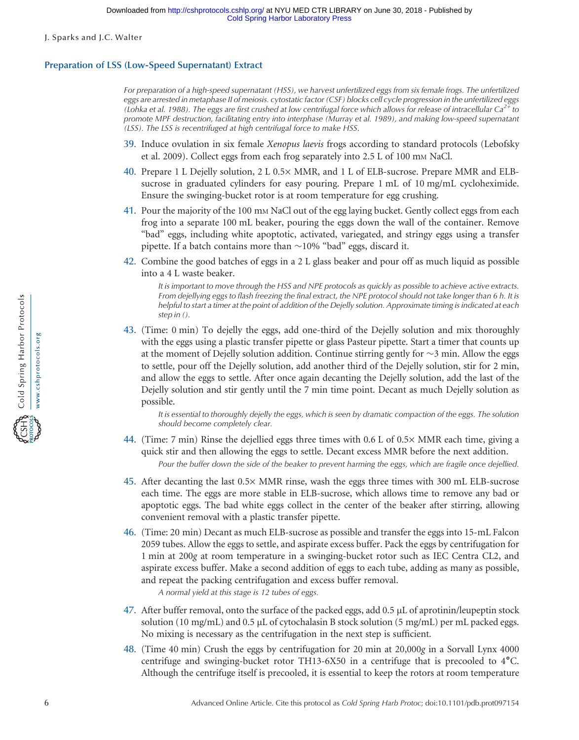## Preparation of LSS (Low-Speed Supernatant) Extract

*For preparation of a high-speed supernatant (HSS), we harvest unfertilized eggs from six female frogs. The unfertilized eggs are arrested in metaphase II of meiosis. cytostatic factor (CSF) blocks cell cycle progression in the unfertilized eggs (Lohka et al. 1988). The eggs are first crushed at low centrifugal force which allows for release of intracellular $Ca^{2+}$ to promote MPF destruction, facilitating entry into interphase (Murray et al. 1989), and making low-speed supernatant (LSS). The LSS is recentrifuged at high centrifugal force to make HSS.*

39. Induce ovulation in six female *Xenopus laevis* frogs according to standard protocols (Lebofsky et al. 2009). Collect eggs from each frog separately into 2.5 L of 100 mM NaCl.

40. Prepare 1 L Dejelly solution, 2 L 0.5× MMR, and 1 L of ELB-sucrose. Prepare MMR and ELB-sucrose in graduated cylinders for easy pouring. Prepare 1 mL of 10 mg/mL cycloheximide. Ensure the swinging-bucket rotor is at room temperature for egg crushing.

41. Pour the majority of the 100 mM NaCl out of the egg laying bucket. Gently collect eggs from each frog into a separate 100 mL beaker, pouring the eggs down the wall of the container. Remove "bad" eggs, including white apoptotic, activated, variegated, and stringy eggs using a transfer pipette. If a batch contains more than ~10% "bad" eggs, discard it.

42. Combine the good batches of eggs in a 2 L glass beaker and pour off as much liquid as possible into a 4 L waste beaker.

    *It is important to move through the HSS and NPE protocols as quickly as possible to achieve active extracts. From dejellying eggs to flash freezing the final extract, the NPE protocol should not take longer than 6 h. It is helpful to start a timer at the point of addition of the Dejelly solution. Approximate timing is indicated at each step in ().*

43. (Time: 0 min) To dejelly the eggs, add one-third of the Dejelly solution and mix thoroughly with the eggs using a plastic transfer pipette or glass Pasteur pipette. Start a timer that counts up at the moment of Dejelly solution addition. Continue stirring gently for ~3 min. Allow the eggs to settle, pour off the Dejelly solution, add another third of the Dejelly solution, stir for 2 min, and allow the eggs to settle. After once again decanting the Dejelly solution, add the last of the Dejelly solution and stir gently until the 7 min time point. Decant as much Dejelly solution as possible.

    *It is essential to thoroughly dejelly the eggs, which is seen by dramatic compaction of the eggs. The solution should become completely clear.*

44. (Time: 7 min) Rinse the dejellied eggs three times with 0.6 L of 0.5× MMR each time, giving a quick stir and then allowing the eggs to settle. Decant excess MMR before the next addition.

    *Pour the buffer down the side of the beaker to prevent harming the eggs, which are fragile once dejellied.*

45. After decanting the last 0.5× MMR rinse, wash the eggs three times with 300 mL ELB-sucrose each time. The eggs are more stable in ELB-sucrose, which allows time to remove any bad or apoptotic eggs. The bad white eggs collect in the center of the beaker after stirring, allowing convenient removal with a plastic transfer pipette.

46. (Time: 20 min) Decant as much ELB-sucrose as possible and transfer the eggs into 15-mL Falcon 2059 tubes. Allow the eggs to settle, and aspirate excess buffer. Pack the eggs by centrifugation for 1 min at 200*g* at room temperature in a swinging-bucket rotor such as IEC Centra CL2, and aspirate excess buffer. Make a second addition of eggs to each tube, adding as many as possible, and repeat the packing centrifugation and excess buffer removal.

    *A normal yield at this stage is 12 tubes of eggs.*

47. After buffer removal, onto the surface of the packed eggs, add 0.5 µL of aprotinin/leupeptin stock solution (10 mg/mL) and 0.5 µL of cytochalasin B stock solution (5 mg/mL) per mL packed eggs. No mixing is necessary as the centrifugation in the next step is sufficient.

48. (Time 40 min) Crush the eggs by centrifugation for 20 min at 20,000*g* in a Sorvall Lynx 4000 centrifuge and swinging-bucket rotor TH13-6X50 in a centrifuge that is precooled to 4°C. Although the centrifuge itself is precooled, it is essential to keep the rotors at room temperature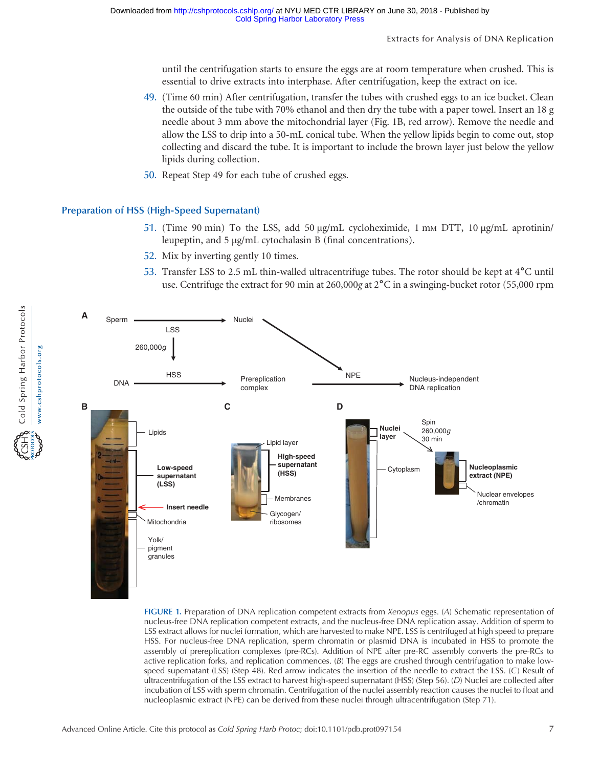until the centrifugation starts to ensure the eggs are at room temperature when crushed. This is essential to drive extracts into interphase. After centrifugation, keep the extract on ice.

49. (Time 60 min) After centrifugation, transfer the tubes with crushed eggs to an ice bucket. Clean the outside of the tube with 70% ethanol and then dry the tube with a paper towel. Insert an 18 g needle about 3 mm above the mitochondrial layer (Fig. 1B, red arrow). Remove the needle and allow the LSS to drip into a 50-mL conical tube. When the yellow lipids begin to come out, stop collecting and discard the tube. It is important to include the brown layer just below the yellow lipids during collection.

50. Repeat Step 49 for each tube of crushed eggs.

## Preparation of HSS (High-Speed Supernatant)

51. (Time 90 min) To the LSS, add 50 µg/mL cycloheximide, 1 mM DTT, 10 µg/mL aprotinin/leupeptin, and 5 µg/mL cytochalasin B (final concentrations).

52. Mix by inverting gently 10 times.

53. Transfer LSS to 2.5 mL thin-walled ultracentrifuge tubes. The rotor should be kept at 4°C until use. Centrifuge the extract for 90 min at 260,000*g* at 2°C in a swinging-bucket rotor (55,000 rpm

**FIGURE 1.** Preparation of DNA replication competent extracts from *Xenopus* eggs. (*A*) Schematic representation of nucleus-free DNA replication competent extracts, and the nucleus-free DNA replication assay. Addition of sperm to LSS extract allows for nuclei formation, which are harvested to make NPE. LSS is centrifuged at high speed to prepare HSS. For nucleus-free DNA replication, sperm chromatin or plasmid DNA is incubated in HSS to promote the assembly of prereplication complexes (pre-RCs). Addition of NPE after pre-RC assembly converts the pre-RCs to active replication forks, and replication commences. (*B*) The eggs are crushed through centrifugation to make low-speed supernatant (LSS) (Step 48). Red arrow indicates the insertion of the needle to extract the LSS. (*C*) Result of ultracentrifugation of the LSS extract to harvest high-speed supernatant (HSS) (Step 56). (*D*) Nuclei are collected after incubation of LSS with sperm chromatin. Centrifugation of the nuclei assembly reaction causes the nuclei to float and nucleoplasmic extract (NPE) can be derived from these nuclei through ultracentrifugation (Step 71).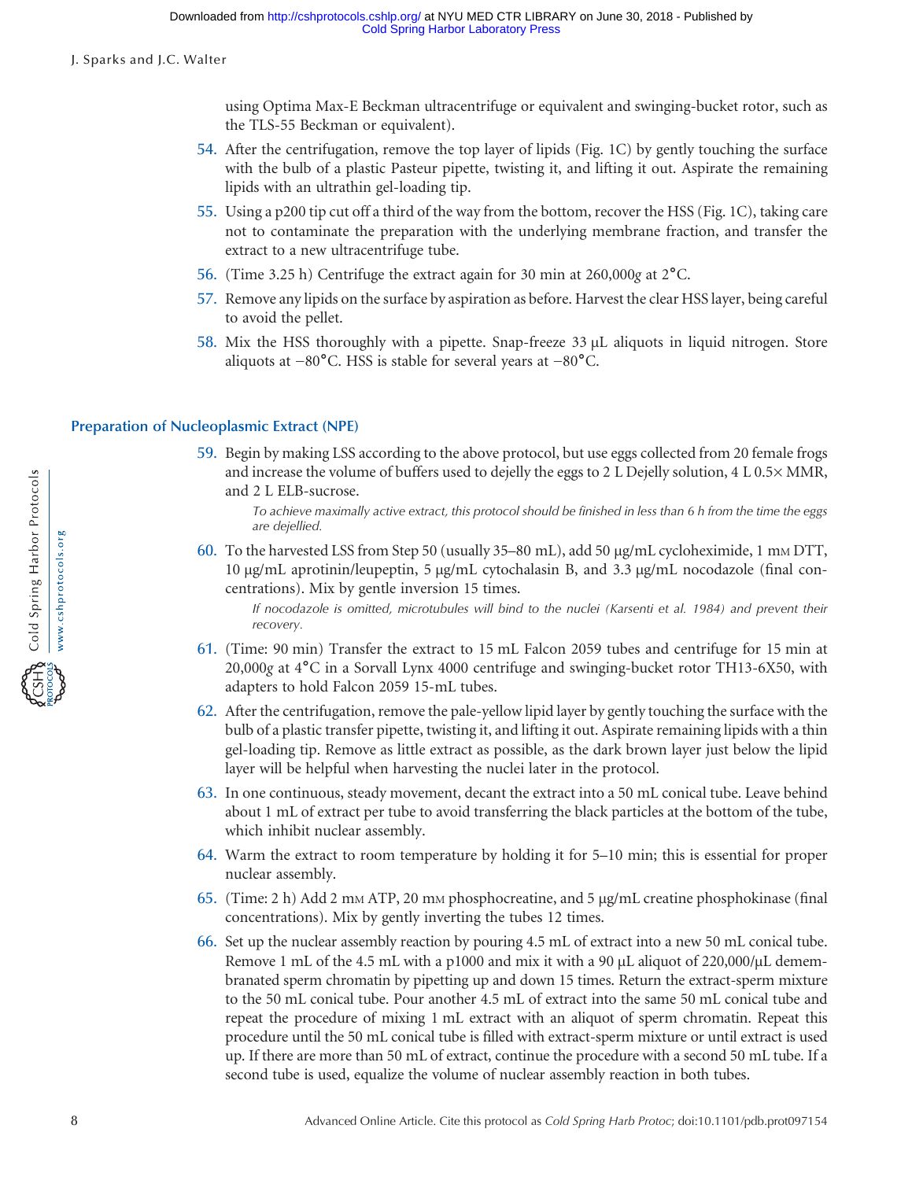using Optima Max-E Beckman ultracentrifuge or equivalent and swinging-bucket rotor, such as the TLS-55 Beckman or equivalent).

54. After the centrifugation, remove the top layer of lipids (Fig. 1C) by gently touching the surface with the bulb of a plastic Pasteur pipette, twisting it, and lifting it out. Aspirate the remaining lipids with an ultrathin gel-loading tip.
55. Using a p200 tip cut off a third of the way from the bottom, recover the HSS (Fig. 1C), taking care not to contaminate the preparation with the underlying membrane fraction, and transfer the extract to a new ultracentrifuge tube.
56. (Time 3.25 h) Centrifuge the extract again for 30 min at 260,000*g* at 2°C.
57. Remove any lipids on the surface by aspiration as before. Harvest the clear HSS layer, being careful to avoid the pellet.
58. Mix the HSS thoroughly with a pipette. Snap-freeze 33 µL aliquots in liquid nitrogen. Store aliquots at −80°C. HSS is stable for several years at −80°C.

## Preparation of Nucleoplasmic Extract (NPE)

59. Begin by making LSS according to the above protocol, but use eggs collected from 20 female frogs and increase the volume of buffers used to dejelly the eggs to 2 L Dejelly solution, 4 L 0.5× MMR, and 2 L ELB-sucrose.

    *To achieve maximally active extract, this protocol should be finished in less than 6 h from the time the eggs are dejellied.*

60. To the harvested LSS from Step 50 (usually 35–80 mL), add 50 µg/mL cycloheximide, 1 mM DTT, 10 µg/mL aprotinin/leupeptin, 5 µg/mL cytochalasin B, and 3.3 µg/mL nocodazole (final concentrations). Mix by gentle inversion 15 times.

    *If nocodazole is omitted, microtubules will bind to the nuclei (Karsenti et al. 1984) and prevent their recovery.*

61. (Time: 90 min) Transfer the extract to 15 mL Falcon 2059 tubes and centrifuge for 15 min at 20,000*g* at 4°C in a Sorvall Lynx 4000 centrifuge and swinging-bucket rotor TH13-6X50, with adapters to hold Falcon 2059 15-mL tubes.
62. After the centrifugation, remove the pale-yellow lipid layer by gently touching the surface with the bulb of a plastic transfer pipette, twisting it, and lifting it out. Aspirate remaining lipids with a thin gel-loading tip. Remove as little extract as possible, as the dark brown layer just below the lipid layer will be helpful when harvesting the nuclei later in the protocol.
63. In one continuous, steady movement, decant the extract into a 50 mL conical tube. Leave behind about 1 mL of extract per tube to avoid transferring the black particles at the bottom of the tube, which inhibit nuclear assembly.
64. Warm the extract to room temperature by holding it for 5–10 min; this is essential for proper nuclear assembly.
65. (Time: 2 h) Add 2 mM ATP, 20 mM phosphocreatine, and 5 µg/mL creatine phosphokinase (final concentrations). Mix by gently inverting the tubes 12 times.
66. Set up the nuclear assembly reaction by pouring 4.5 mL of extract into a new 50 mL conical tube. Remove 1 mL of the 4.5 mL with a p1000 and mix it with a 90 µL aliquot of 220,000/µL demembranated sperm chromatin by pipetting up and down 15 times. Return the extract-sperm mixture to the 50 mL conical tube. Pour another 4.5 mL of extract into the same 50 mL conical tube and repeat the procedure of mixing 1 mL extract with an aliquot of sperm chromatin. Repeat this procedure until the 50 mL conical tube is filled with extract-sperm mixture or until extract is used up. If there are more than 50 mL of extract, continue the procedure with a second 50 mL tube. If a second tube is used, equalize the volume of nuclear assembly reaction in both tubes.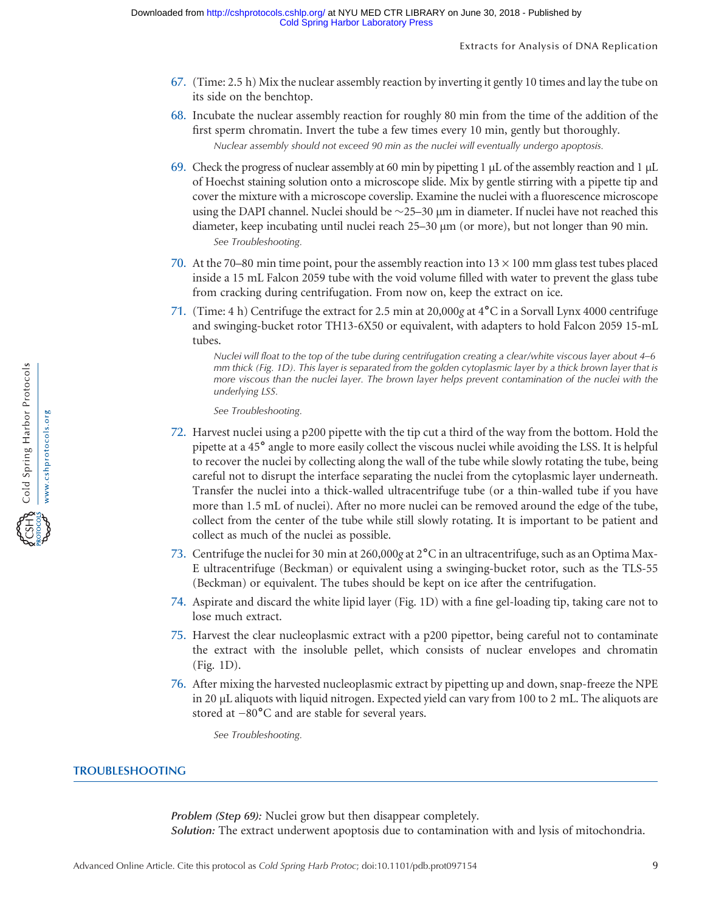67. (Time: 2.5 h) Mix the nuclear assembly reaction by inverting it gently 10 times and lay the tube on its side on the benchtop.

68. Incubate the nuclear assembly reaction for roughly 80 min from the time of the addition of the first sperm chromatin. Invert the tube a few times every 10 min, gently but thoroughly.

    *Nuclear assembly should not exceed 90 min as the nuclei will eventually undergo apoptosis.*

69. Check the progress of nuclear assembly at 60 min by pipetting 1 µL of the assembly reaction and 1 µL of Hoechst staining solution onto a microscope slide. Mix by gentle stirring with a pipette tip and cover the mixture with a microscope coverslip. Examine the nuclei with a fluorescence microscope using the DAPI channel. Nuclei should be ~25–30 µm in diameter. If nuclei have not reached this diameter, keep incubating until nuclei reach 25–30 µm (or more), but not longer than 90 min.

    *See Troubleshooting.*

70. At the 70–80 min time point, pour the assembly reaction into 13 × 100 mm glass test tubes placed inside a 15 mL Falcon 2059 tube with the void volume filled with water to prevent the glass tube from cracking during centrifugation. From now on, keep the extract on ice.

71. (Time: 4 h) Centrifuge the extract for 2.5 min at 20,000*g* at 4°C in a Sorvall Lynx 4000 centrifuge and swinging-bucket rotor TH13-6X50 or equivalent, with adapters to hold Falcon 2059 15-mL tubes.

    *Nuclei will float to the top of the tube during centrifugation creating a clear/white viscous layer about 4–6 mm thick (Fig. 1D). This layer is separated from the golden cytoplasmic layer by a thick brown layer that is more viscous than the nuclei layer. The brown layer helps prevent contamination of the nuclei with the underlying LSS.*

    *See Troubleshooting.*

72. Harvest nuclei using a p200 pipette with the tip cut a third of the way from the bottom. Hold the pipette at a 45° angle to more easily collect the viscous nuclei while avoiding the LSS. It is helpful to recover the nuclei by collecting along the wall of the tube while slowly rotating the tube, being careful not to disrupt the interface separating the nuclei from the cytoplasmic layer underneath. Transfer the nuclei into a thick-walled ultracentrifuge tube (or a thin-walled tube if you have more than 1.5 mL of nuclei). After no more nuclei can be removed around the edge of the tube, collect from the center of the tube while still slowly rotating. It is important to be patient and collect as much of the nuclei as possible.

73. Centrifuge the nuclei for 30 min at 260,000*g* at 2°C in an ultracentrifuge, such as an Optima Max-E ultracentrifuge (Beckman) or equivalent using a swinging-bucket rotor, such as the TLS-55 (Beckman) or equivalent. The tubes should be kept on ice after the centrifugation.

74. Aspirate and discard the white lipid layer (Fig. 1D) with a fine gel-loading tip, taking care not to lose much extract.

75. Harvest the clear nucleoplasmic extract with a p200 pipettor, being careful not to contaminate the extract with the insoluble pellet, which consists of nuclear envelopes and chromatin (Fig. 1D).

76. After mixing the harvested nucleoplasmic extract by pipetting up and down, snap-freeze the NPE in 20 µL aliquots with liquid nitrogen. Expected yield can vary from 100 to 2 mL. The aliquots are stored at −80°C and are stable for several years.

    *See Troubleshooting.*

## TROUBLESHOOTING

***Problem (Step 69):*** Nuclei grow but then disappear completely.
***Solution:*** The extract underwent apoptosis due to contamination with and lysis of mitochondria.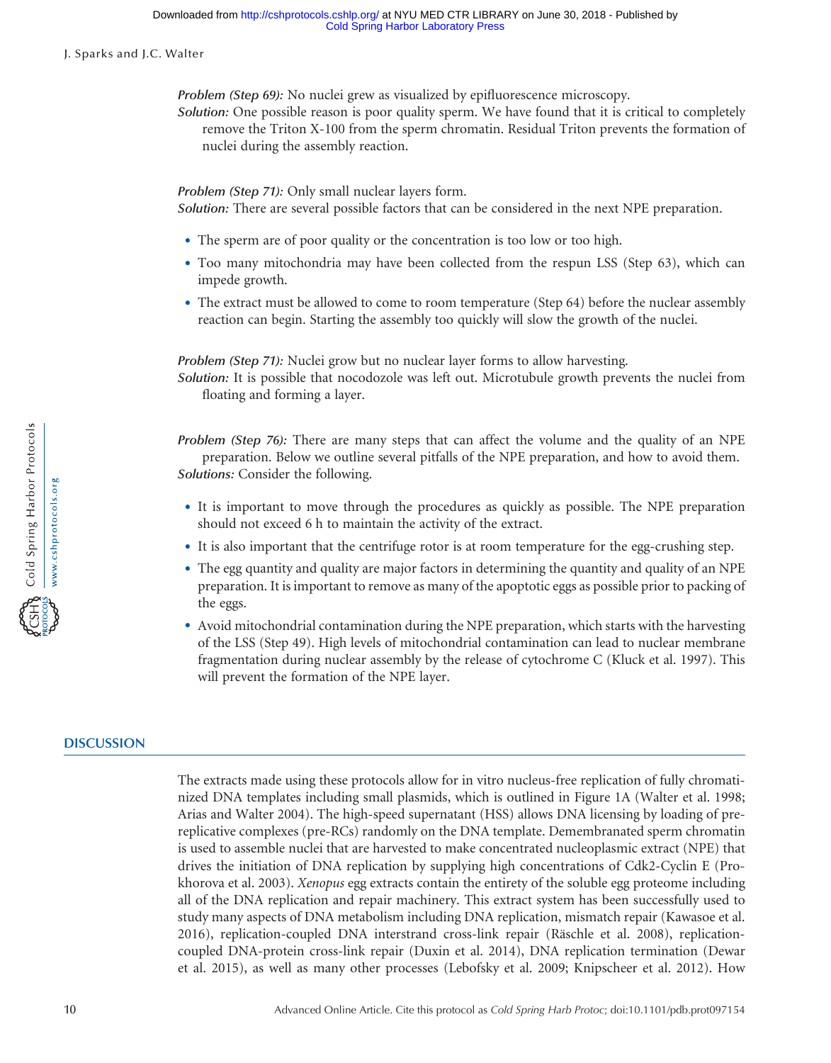*Problem (Step 69):* No nuclei grew as visualized by epifluorescence microscopy.

*Solution:* One possible reason is poor quality sperm. We have found that it is critical to completely remove the Triton X-100 from the sperm chromatin. Residual Triton prevents the formation of nuclei during the assembly reaction.

*Problem (Step 71):* Only small nuclear layers form.

*Solution:* There are several possible factors that can be considered in the next NPE preparation.

- The sperm are of poor quality or the concentration is too low or too high.
- Too many mitochondria may have been collected from the respun LSS (Step 63), which can impede growth.
- The extract must be allowed to come to room temperature (Step 64) before the nuclear assembly reaction can begin. Starting the assembly too quickly will slow the growth of the nuclei.

*Problem (Step 71):* Nuclei grow but no nuclear layer forms to allow harvesting.

*Solution:* It is possible that nocodozole was left out. Microtubule growth prevents the nuclei from floating and forming a layer.

*Problem (Step 76):* There are many steps that can affect the volume and the quality of an NPE preparation. Below we outline several pitfalls of the NPE preparation, and how to avoid them.

*Solutions:* Consider the following.

- It is important to move through the procedures as quickly as possible. The NPE preparation should not exceed 6 h to maintain the activity of the extract.
- It is also important that the centrifuge rotor is at room temperature for the egg-crushing step.
- The egg quantity and quality are major factors in determining the quantity and quality of an NPE preparation. It is important to remove as many of the apoptotic eggs as possible prior to packing of the eggs.
- Avoid mitochondrial contamination during the NPE preparation, which starts with the harvesting of the LSS (Step 49). High levels of mitochondrial contamination can lead to nuclear membrane fragmentation during nuclear assembly by the release of cytochrome C (Kluck et al. 1997). This will prevent the formation of the NPE layer.

## DISCUSSION

The extracts made using these protocols allow for in vitro nucleus-free replication of fully chromatinized DNA templates including small plasmids, which is outlined in Figure 1A (Walter et al. 1998; Arias and Walter 2004). The high-speed supernatant (HSS) allows DNA licensing by loading of prereplicative complexes (pre-RCs) randomly on the DNA template. Demembranated sperm chromatin is used to assemble nuclei that are harvested to make concentrated nucleoplasmic extract (NPE) that drives the initiation of DNA replication by supplying high concentrations of Cdk2-Cyclin E (Prokhorova et al. 2003). *Xenopus* egg extracts contain the entirety of the soluble egg proteome including all of the DNA replication and repair machinery. This extract system has been successfully used to study many aspects of DNA metabolism including DNA replication, mismatch repair (Kawasoe et al. 2016), replication-coupled DNA interstrand cross-link repair (Räschle et al. 2008), replication-coupled DNA-protein cross-link repair (Duxin et al. 2014), DNA replication termination (Dewar et al. 2015), as well as many other processes (Lebofsky et al. 2009; Knipscheer et al. 2012). How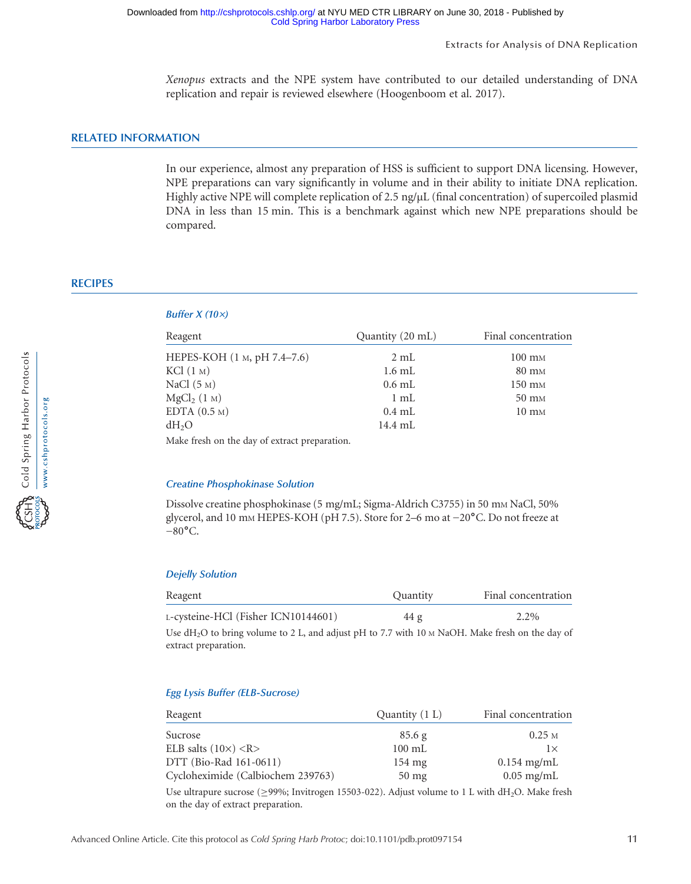*Xenopus* extracts and the NPE system have contributed to our detailed understanding of DNA replication and repair is reviewed elsewhere (Hoogenboom et al. 2017).

## RELATED INFORMATION

In our experience, almost any preparation of HSS is sufficient to support DNA licensing. However, NPE preparations can vary significantly in volume and in their ability to initiate DNA replication. Highly active NPE will complete replication of 2.5 ng/μL (final concentration) of supercoiled plasmid DNA in less than 15 min. This is a benchmark against which new NPE preparations should be compared.

## RECIPES

### *Buffer X (10×)*

| Reagent | Quantity (20 mL) | Final concentration |
|---|---|---|
| HEPES-KOH (1 M, pH 7.4–7.6) | 2 mL | 100 mM |
| KCl (1 M) | 1.6 mL | 80 mM |
| NaCl (5 M) | 0.6 mL | 150 mM |
| $MgCl_2$ (1 M) | 1 mL | 50 mM |
| EDTA (0.5 M) | 0.4 mL | 10 mM |
| $dH_2O$ | 14.4 mL | |

Make fresh on the day of extract preparation.

### *Creatine Phosphokinase Solution*

Dissolve creatine phosphokinase (5 mg/mL; Sigma-Aldrich C3755) in 50 mM NaCl, 50% glycerol, and 10 mM HEPES-KOH (pH 7.5). Store for 2–6 mo at −20°C. Do not freeze at −80°C.

### *Dejelly Solution*

| Reagent | Quantity | Final concentration |
|---|---|---|
| L-cysteine-HCl (Fisher ICN10144601) | 44 g | 2.2% |

Use $dH_2O$ to bring volume to 2 L, and adjust pH to 7.7 with 10 M NaOH. Make fresh on the day of extract preparation.

### *Egg Lysis Buffer (ELB-Sucrose)*

| Reagent | Quantity (1 L) | Final concentration |
|---|---|---|
| Sucrose | 85.6 g | 0.25 M |
| ELB salts (10×) <R> | 100 mL | 1× |
| DTT (Bio-Rad 161-0611) | 154 mg | 0.154 mg/mL |
| Cycloheximide (Calbiochem 239763) | 50 mg | 0.05 mg/mL |

Use ultrapure sucrose (≥99%; Invitrogen 15503-022). Adjust volume to 1 L with $dH_2O$. Make fresh on the day of extract preparation.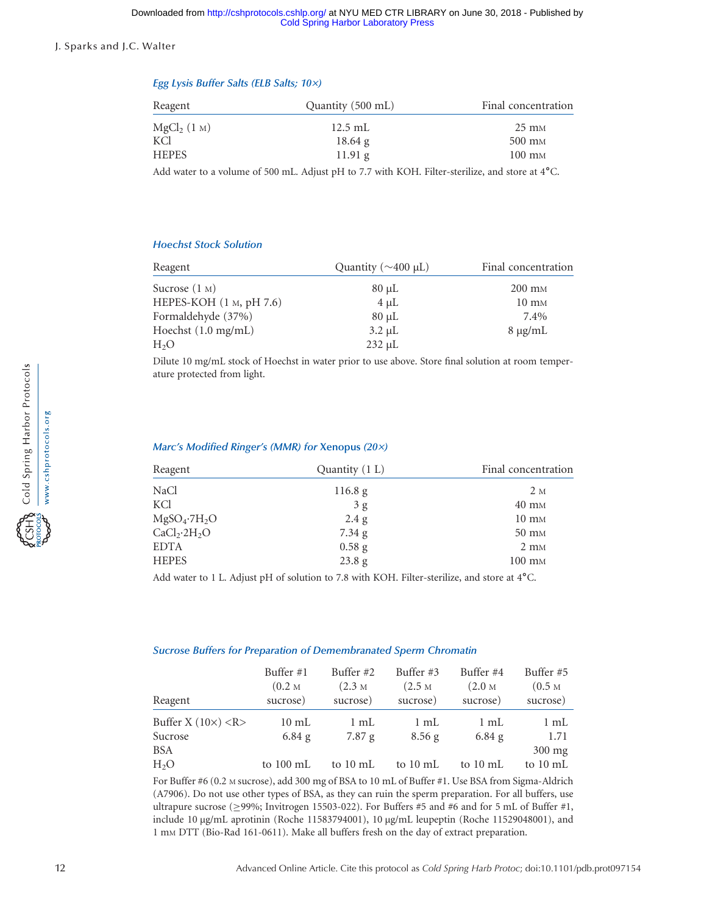### *Egg Lysis Buffer Salts (ELB Salts; 10×)*

| Reagent | Quantity (500 mL) | Final concentration |
|---|---|---|
| $MgCl_2$ (1 M) | 12.5 mL | 25 mM |
| KCl | 18.64 g | 500 mM |
| HEPES | 11.91 g | 100 mM |

Add water to a volume of 500 mL. Adjust pH to 7.7 with KOH. Filter-sterilize, and store at 4°C.

### *Hoechst Stock Solution*

| Reagent | Quantity (~400 µL) | Final concentration |
|---|---|---|
| Sucrose (1 M) | 80 µL | 200 mM |
| HEPES-KOH (1 M, pH 7.6) | 4 µL | 10 mM |
| Formaldehyde (37%) | 80 µL | 7.4% |
| Hoechst (1.0 mg/mL) | 3.2 µL | 8 µg/mL |
| $H_2O$ | 232 µL | |

Dilute 10 mg/mL stock of Hoechst in water prior to use above. Store final solution at room temperature protected from light.

### *Marc's Modified Ringer's (MMR) for Xenopus (20×)*

| Reagent | Quantity (1 L) | Final concentration |
|---|---|---|
| NaCl | 116.8 g | 2 M |
| KCl | 3 g | 40 mM |
| $MgSO_4{\cdot}7H_2O$ | 2.4 g | 10 mM |
| $CaCl_2{\cdot}2H_2O$ | 7.34 g | 50 mM |
| EDTA | 0.58 g | 2 mM |
| HEPES | 23.8 g | 100 mM |

Add water to 1 L. Adjust pH of solution to 7.8 with KOH. Filter-sterilize, and store at 4°C.

### *Sucrose Buffers for Preparation of Demembranated Sperm Chromatin*

| Reagent | Buffer #1 (0.2 M sucrose) | Buffer #2 (2.3 M sucrose) | Buffer #3 (2.5 M sucrose) | Buffer #4 (2.0 M sucrose) | Buffer #5 (0.5 M sucrose) |
|---|---|---|---|---|---|
| Buffer X (10×) <R> | 10 mL | 1 mL | 1 mL | 1 mL | 1 mL |
| Sucrose | 6.84 g | 7.87 g | 8.56 g | 6.84 g | 1.71 |
| BSA | | | | | 300 mg |
| $H_2O$ | to 100 mL | to 10 mL | to 10 mL | to 10 mL | to 10 mL |

For Buffer #6 (0.2 M sucrose), add 300 mg of BSA to 10 mL of Buffer #1. Use BSA from Sigma-Aldrich (A7906). Do not use other types of BSA, as they can ruin the sperm preparation. For all buffers, use ultrapure sucrose (≥99%; Invitrogen 15503-022). For Buffers #5 and #6 and for 5 mL of Buffer #1, include 10 µg/mL aprotinin (Roche 11583794001), 10 µg/mL leupeptin (Roche 11529048001), and 1 mM DTT (Bio-Rad 161-0611). Make all buffers fresh on the day of extract preparation.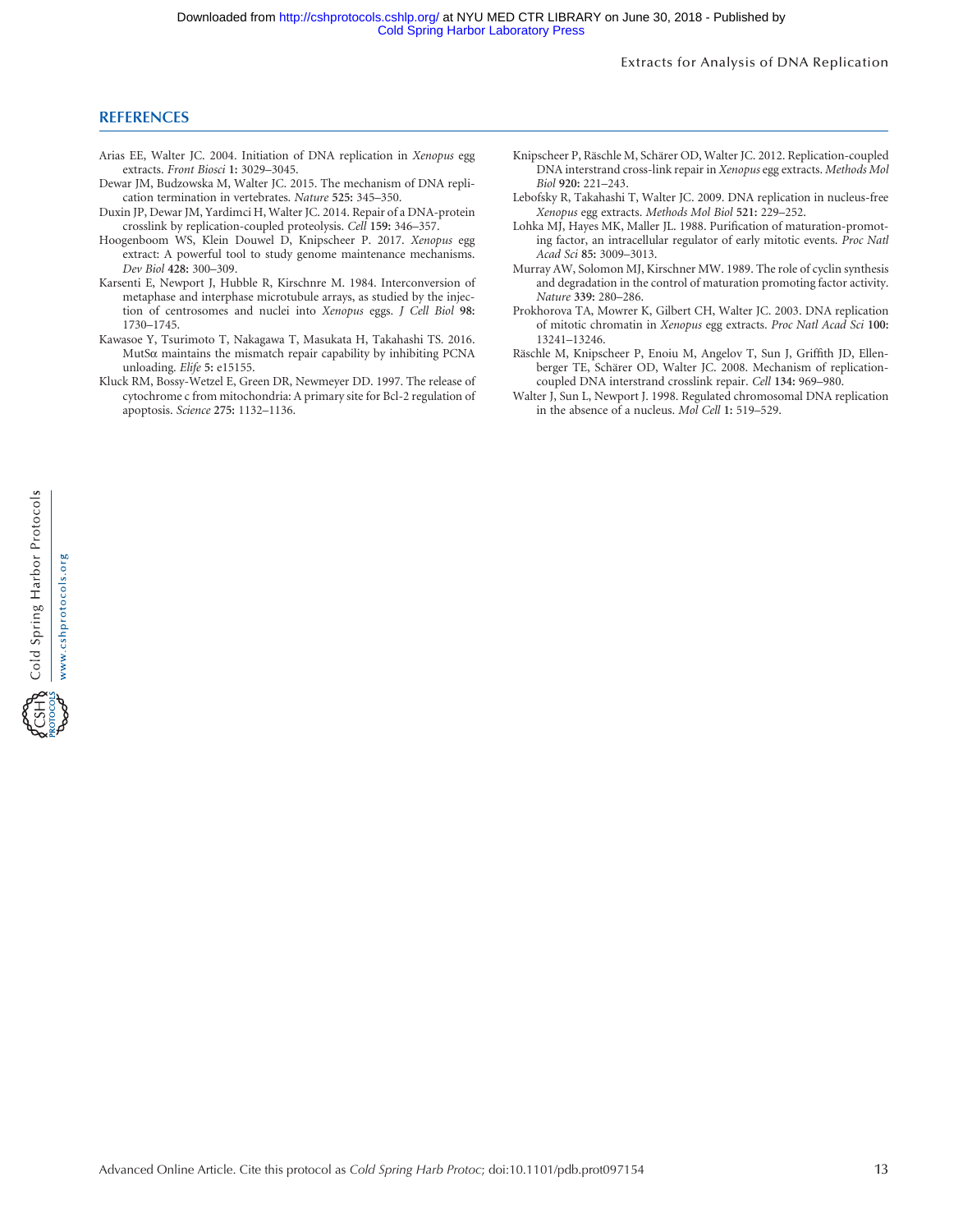## REFERENCES

Arias EE, Walter JC. 2004. Initiation of DNA replication in *Xenopus* egg extracts. *Front Biosci* **1:** 3029–3045.

Dewar JM, Budzowska M, Walter JC. 2015. The mechanism of DNA replication termination in vertebrates. *Nature* **525:** 345–350.

Duxin JP, Dewar JM, Yardimci H, Walter JC. 2014. Repair of a DNA-protein crosslink by replication-coupled proteolysis. *Cell* **159:** 346–357.

Hoogenboom WS, Klein Douwel D, Knipscheer P. 2017. *Xenopus* egg extract: A powerful tool to study genome maintenance mechanisms. *Dev Biol* **428:** 300–309.

Karsenti E, Newport J, Hubble R, Kirschnre M. 1984. Interconversion of metaphase and interphase microtubule arrays, as studied by the injection of centrosomes and nuclei into *Xenopus* eggs. *J Cell Biol* **98:** 1730–1745.

Kawasoe Y, Tsurimoto T, Nakagawa T, Masukata H, Takahashi TS. 2016. MutSα maintains the mismatch repair capability by inhibiting PCNA unloading. *Elife* **5:** e15155.

Kluck RM, Bossy-Wetzel E, Green DR, Newmeyer DD. 1997. The release of cytochrome c from mitochondria: A primary site for Bcl-2 regulation of apoptosis. *Science* **275:** 1132–1136.

Knipscheer P, Räschle M, Schärer OD, Walter JC. 2012. Replication-coupled DNA interstrand cross-link repair in *Xenopus* egg extracts. *Methods Mol Biol* **920:** 221–243.

Lebofsky R, Takahashi T, Walter JC. 2009. DNA replication in nucleus-free *Xenopus* egg extracts. *Methods Mol Biol* **521:** 229–252.

Lohka MJ, Hayes MK, Maller JL. 1988. Purification of maturation-promoting factor, an intracellular regulator of early mitotic events. *Proc Natl Acad Sci* **85:** 3009–3013.

Murray AW, Solomon MJ, Kirschner MW. 1989. The role of cyclin synthesis and degradation in the control of maturation promoting factor activity. *Nature* **339:** 280–286.

Prokhorova TA, Mowrer K, Gilbert CH, Walter JC. 2003. DNA replication of mitotic chromatin in *Xenopus* egg extracts. *Proc Natl Acad Sci* **100:** 13241–13246.

Räschle M, Knipscheer P, Enoiu M, Angelov T, Sun J, Griffith JD, Ellenberger TE, Schärer OD, Walter JC. 2008. Mechanism of replication-coupled DNA interstrand crosslink repair. *Cell* **134:** 969–980.

Walter J, Sun L, Newport J. 1998. Regulated chromosomal DNA replication in the absence of a nucleus. *Mol Cell* **1:** 519–529.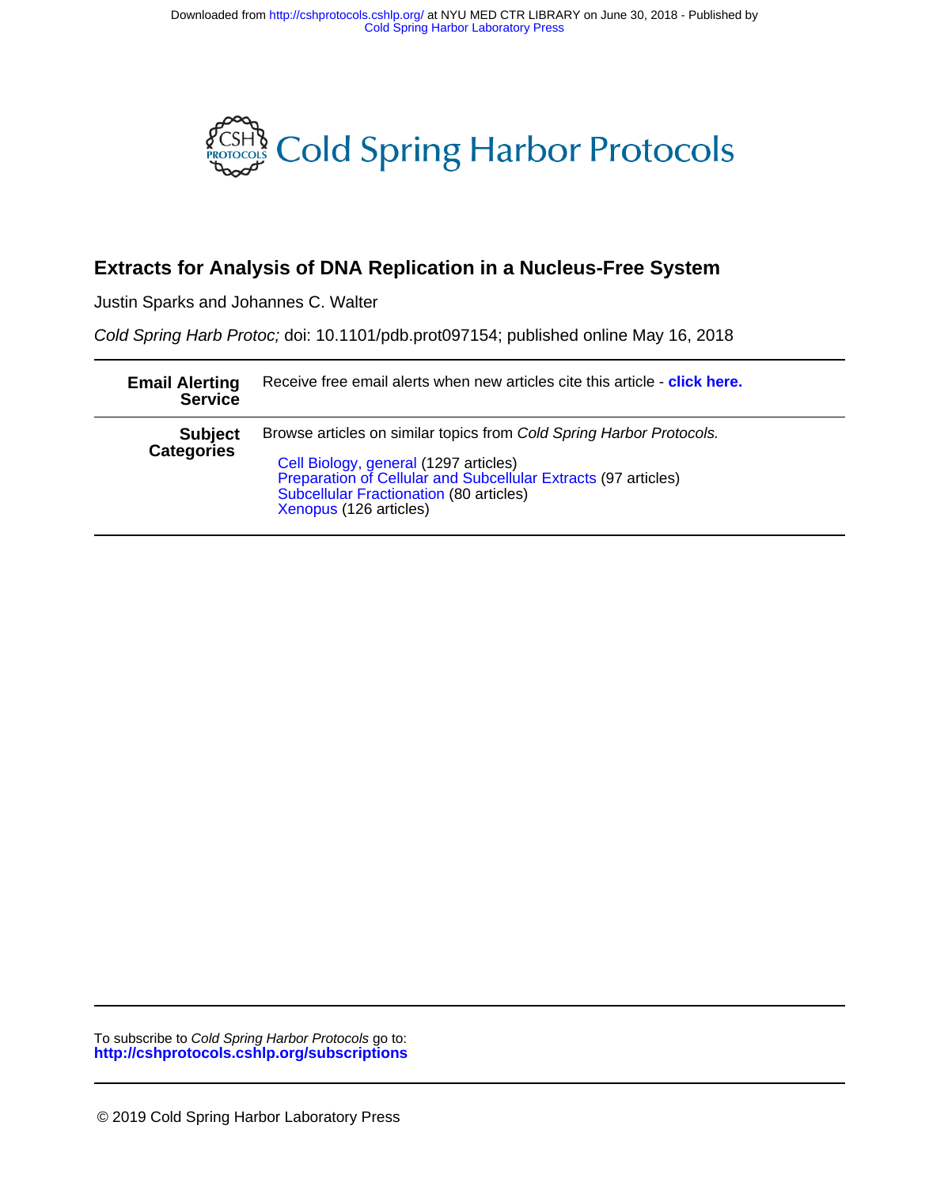Downloaded from http://cshprotocols.cshlp.org/ at NYU MED CTR LIBRARY on June 30, 2018 - Published by Cold Spring Harbor Laboratory Press

# Cold Spring Harbor Protocols

## Extracts for Analysis of DNA Replication in a Nucleus-Free System

Justin Sparks and Johannes C. Walter

*Cold Spring Harb Protoc;* doi: 10.1101/pdb.prot097154; published online May 16, 2018

| | |
|---|---|
| **Email Alerting Service** | Receive free email alerts when new articles cite this article - **click here.** |
| **Subject Categories** | Browse articles on similar topics from *Cold Spring Harbor Protocols.*<br><br>Cell Biology, general (1297 articles)<br>Preparation of Cellular and Subcellular Extracts (97 articles)<br>Subcellular Fractionation (80 articles)<br>Xenopus (126 articles) |

To subscribe to *Cold Spring Harbor Protocols* go to:
**http://cshprotocols.cshlp.org/subscriptions**

© 2019 Cold Spring Harbor Laboratory Press